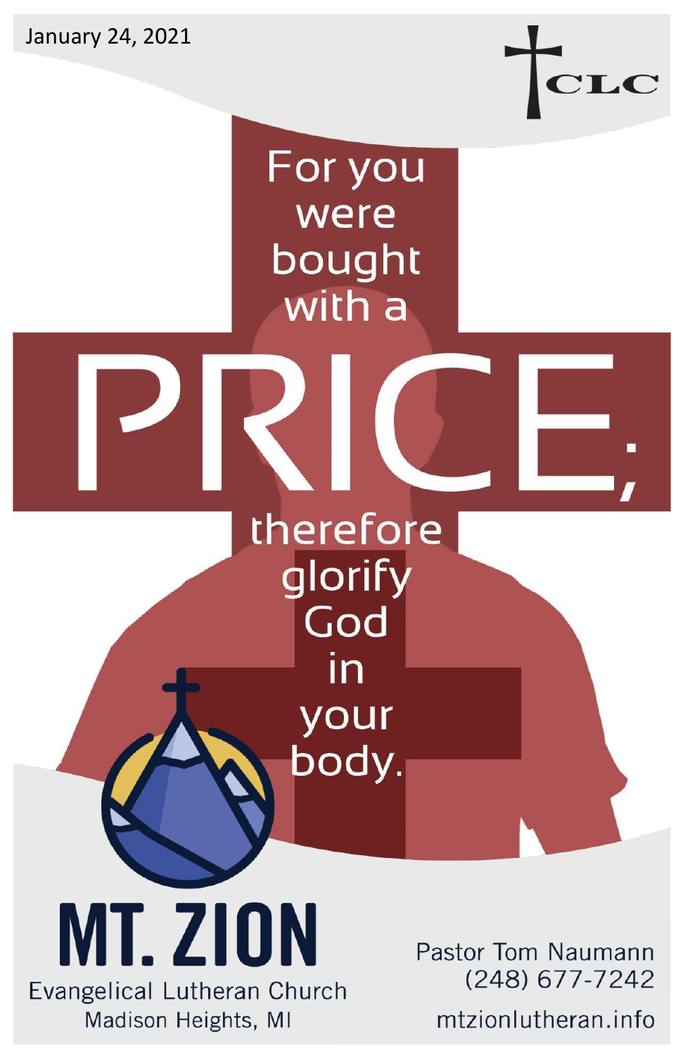January 24, 2021

CLC

# For you were bought with a PRICE; therefore glorify God in your body.

# MT. ZION

Evangelical Lutheran Church
Madison Heights, MI

Pastor Tom Naumann
(248) 677-7242

mtzionlutheran.info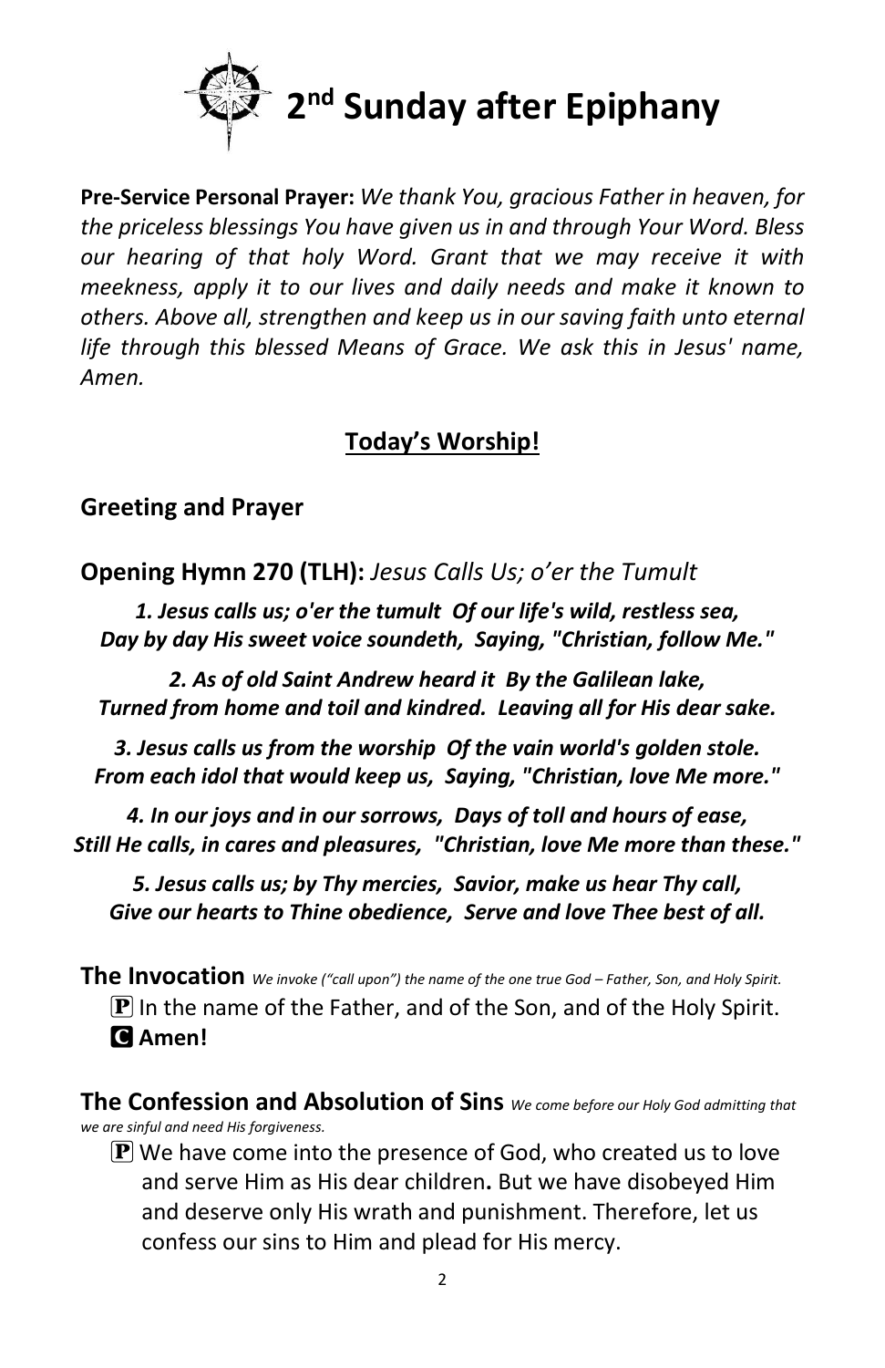# 2nd Sunday after Epiphany

**Pre-Service Personal Prayer:** *We thank You, gracious Father in heaven, for the priceless blessings You have given us in and through Your Word. Bless our hearing of that holy Word. Grant that we may receive it with meekness, apply it to our lives and daily needs and make it known to others. Above all, strengthen and keep us in our saving faith unto eternal life through this blessed Means of Grace. We ask this in Jesus' name, Amen.*

## Today's Worship!

### Greeting and Prayer

### Opening Hymn 270 (TLH): *Jesus Calls Us; o'er the Tumult*

***1. Jesus calls us; o'er the tumult Of our life's wild, restless sea, Day by day His sweet voice soundeth, Saying, "Christian, follow Me."***

***2. As of old Saint Andrew heard it By the Galilean lake, Turned from home and toil and kindred. Leaving all for His dear sake.***

***3. Jesus calls us from the worship Of the vain world's golden stole. From each idol that would keep us, Saying, "Christian, love Me more."***

***4. In our joys and in our sorrows, Days of toll and hours of ease, Still He calls, in cares and pleasures, "Christian, love Me more than these."***

***5. Jesus calls us; by Thy mercies, Savior, make us hear Thy call, Give our hearts to Thine obedience, Serve and love Thee best of all.***

**The Invocation** *We invoke ("call upon") the name of the one true God – Father, Son, and Holy Spirit.*

P In the name of the Father, and of the Son, and of the Holy Spirit.
C **Amen!**

**The Confession and Absolution of Sins** *We come before our Holy God admitting that we are sinful and need His forgiveness.*

P We have come into the presence of God, who created us to love and serve Him as His dear children**.** But we have disobeyed Him and deserve only His wrath and punishment. Therefore, let us confess our sins to Him and plead for His mercy.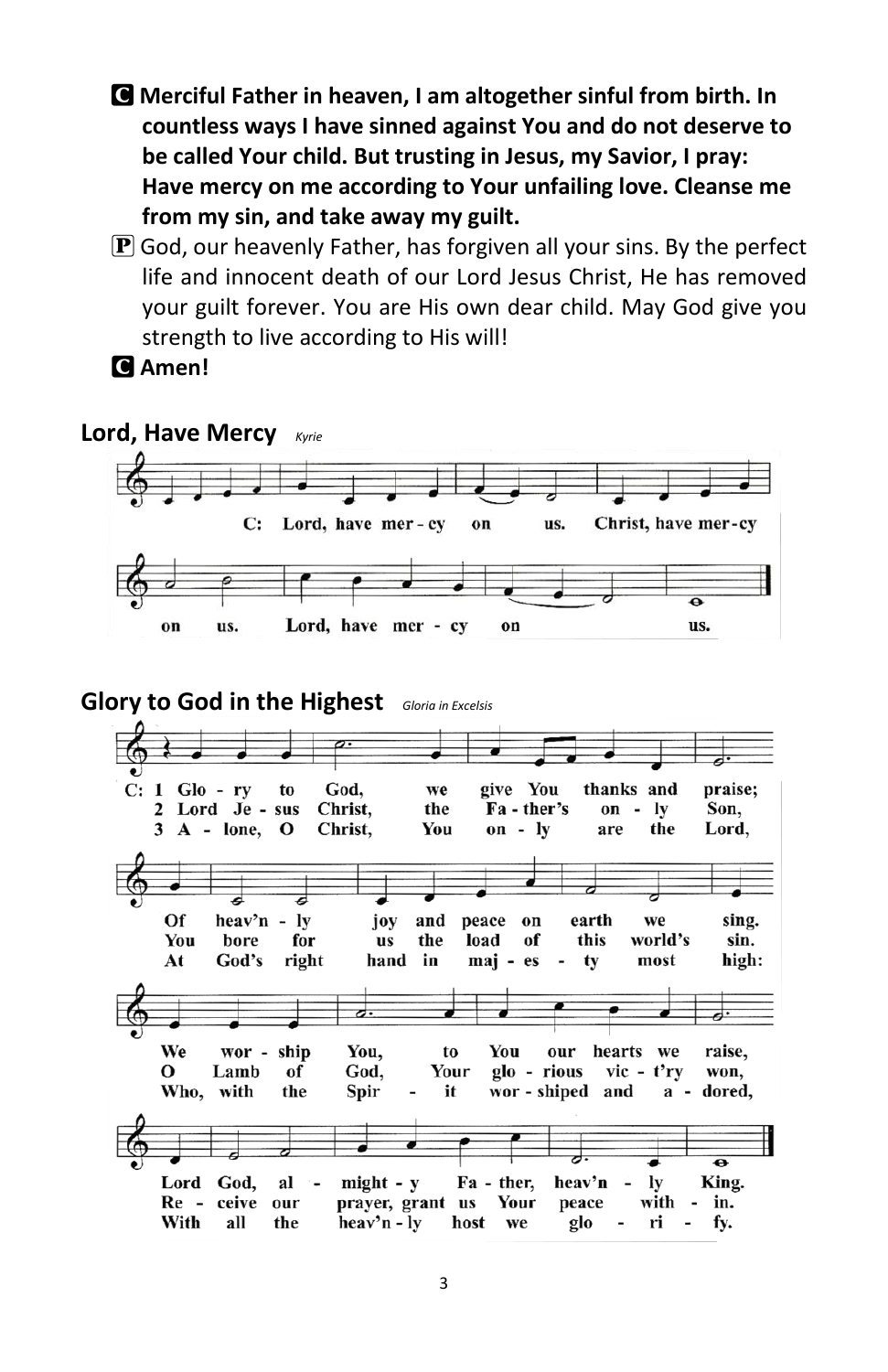**C** **Merciful Father in heaven, I am altogether sinful from birth. In countless ways I have sinned against You and do not deserve to be called Your child. But trusting in Jesus, my Savior, I pray: Have mercy on me according to Your unfailing love. Cleanse me from my sin, and take away my guilt.**

**P** God, our heavenly Father, has forgiven all your sins. By the perfect life and innocent death of our Lord Jesus Christ, He has removed your guilt forever. You are His own dear child. May God give you strength to live according to His will!

**C** **Amen!**

## Lord, Have Mercy *Kyrie*

C: Lord, have mer - cy on us. Christ, have mer - cy on us. Lord, have mer - cy on us.

## Glory to God in the Highest *Gloria in Excelsis*

C: 1 Glo - ry to God, we give You thanks and praise; Of heav'n - ly joy and peace on earth we sing. We wor - ship You, to You our hearts we raise, Lord God, al - might - y Fa - ther, heav'n - ly King.

2 Lord Je - sus Christ, the Fa - ther's on - ly Son, You bore for us the load of this world's sin. O Lamb of God, Your glo - rious vic - t'ry won, Re - ceive our prayer, grant us Your peace with - in.

3 A - lone, O Christ, You on - ly are the Lord, At God's right hand in maj - es - ty most high: Who, with the Spir - it wor - shiped and a - dored, With all the heav'n - ly host we glo - ri - fy.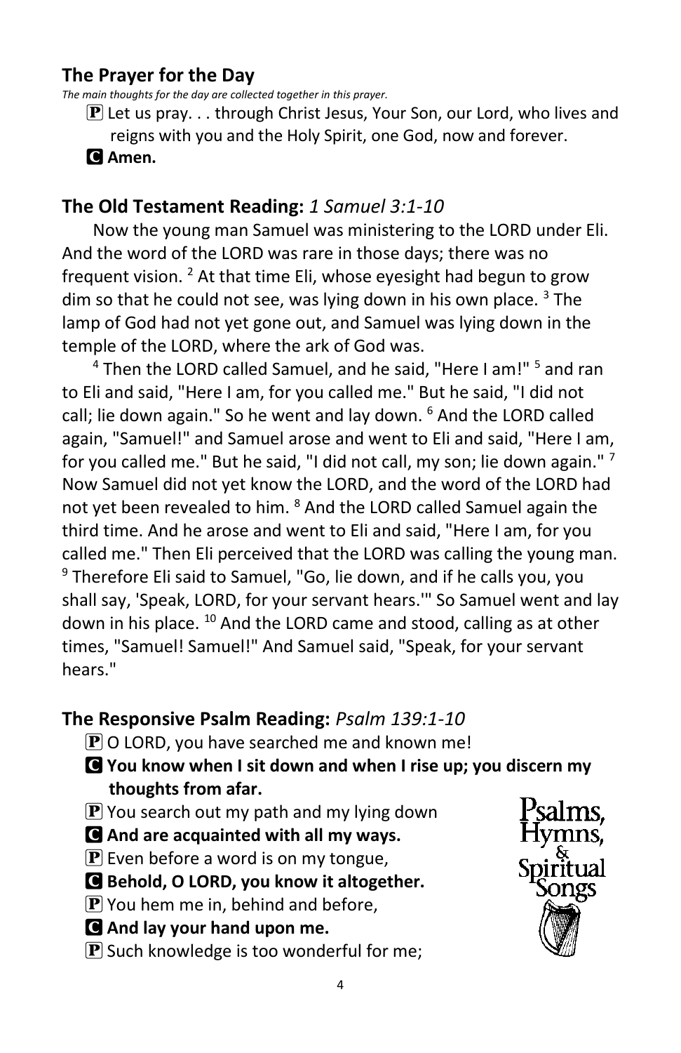## The Prayer for the Day

*The main thoughts for the day are collected together in this prayer.*

P Let us pray. . . through Christ Jesus, Your Son, our Lord, who lives and reigns with you and the Holy Spirit, one God, now and forever.

**C Amen.**

## The Old Testament Reading: *1 Samuel 3:1-10*

Now the young man Samuel was ministering to the LORD under Eli. And the word of the LORD was rare in those days; there was no frequent vision. [2] At that time Eli, whose eyesight had begun to grow dim so that he could not see, was lying down in his own place. [3] The lamp of God had not yet gone out, and Samuel was lying down in the temple of the LORD, where the ark of God was.

[4] Then the LORD called Samuel, and he said, "Here I am!" [5] and ran to Eli and said, "Here I am, for you called me." But he said, "I did not call; lie down again." So he went and lay down. [6] And the LORD called again, "Samuel!" and Samuel arose and went to Eli and said, "Here I am, for you called me." But he said, "I did not call, my son; lie down again." [7] Now Samuel did not yet know the LORD, and the word of the LORD had not yet been revealed to him. [8] And the LORD called Samuel again the third time. And he arose and went to Eli and said, "Here I am, for you called me." Then Eli perceived that the LORD was calling the young man. [9] Therefore Eli said to Samuel, "Go, lie down, and if he calls you, you shall say, 'Speak, LORD, for your servant hears.'" So Samuel went and lay down in his place. [10] And the LORD came and stood, calling as at other times, "Samuel! Samuel!" And Samuel said, "Speak, for your servant hears."

## The Responsive Psalm Reading: *Psalm 139:1-10*

P O LORD, you have searched me and known me!

**C You know when I sit down and when I rise up; you discern my thoughts from afar.**

P You search out my path and my lying down

**C And are acquainted with all my ways.**

P Even before a word is on my tongue,

**C Behold, O LORD, you know it altogether.**

P You hem me in, behind and before,

**C And lay your hand upon me.**

P Such knowledge is too wonderful for me;

Psalms, Hymns, & Spiritual Songs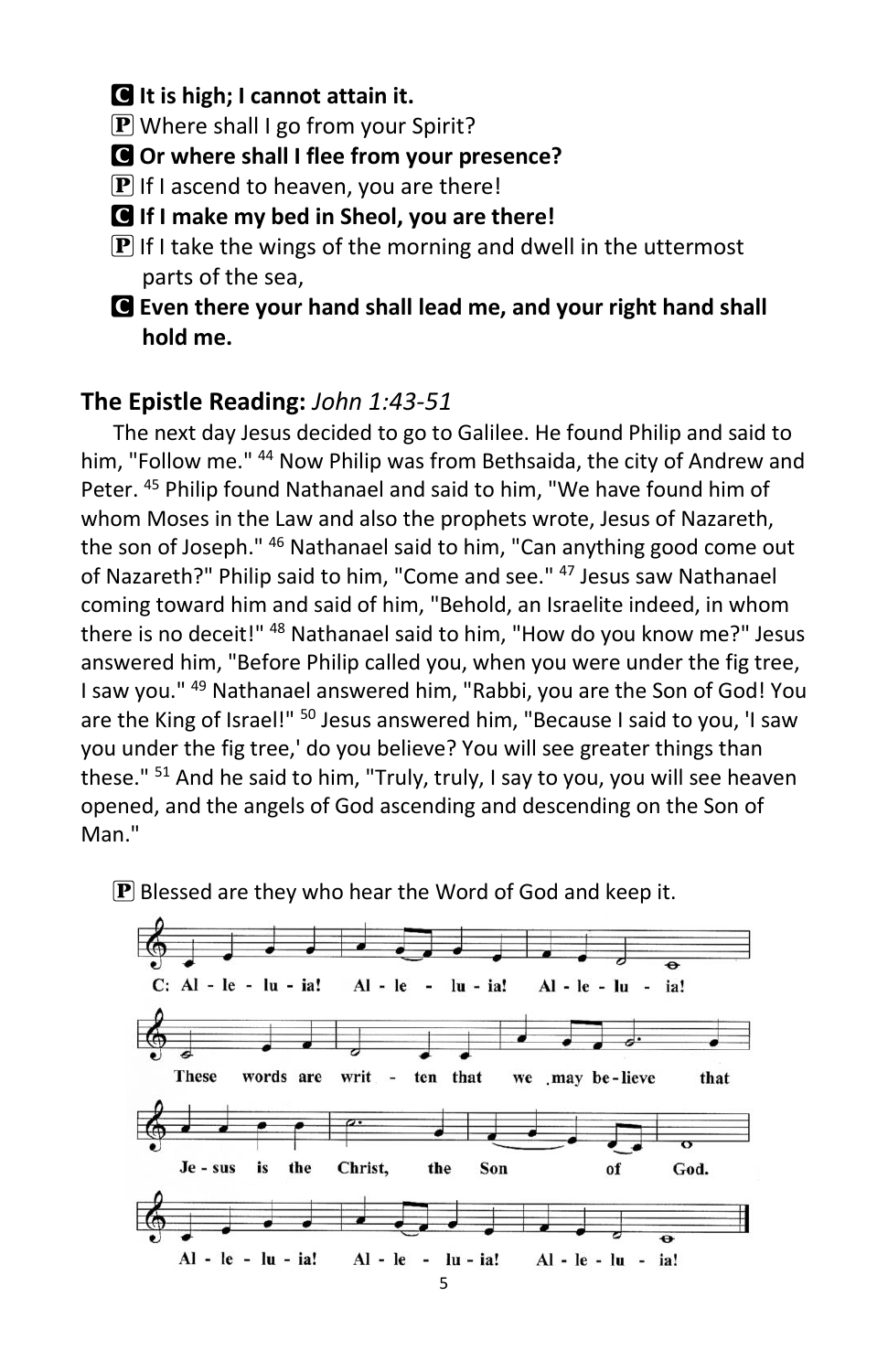**C** **It is high; I cannot attain it.**

**P** Where shall I go from your Spirit?

**C** **Or where shall I flee from your presence?**

**P** If I ascend to heaven, you are there!

**C** **If I make my bed in Sheol, you are there!**

**P** If I take the wings of the morning and dwell in the uttermost parts of the sea,

**C** **Even there your hand shall lead me, and your right hand shall hold me.**

## The Epistle Reading: *John 1:43-51*

The next day Jesus decided to go to Galilee. He found Philip and said to him, "Follow me." [44] Now Philip was from Bethsaida, the city of Andrew and Peter. [45] Philip found Nathanael and said to him, "We have found him of whom Moses in the Law and also the prophets wrote, Jesus of Nazareth, the son of Joseph." [46] Nathanael said to him, "Can anything good come out of Nazareth?" Philip said to him, "Come and see." [47] Jesus saw Nathanael coming toward him and said of him, "Behold, an Israelite indeed, in whom there is no deceit!" [48] Nathanael said to him, "How do you know me?" Jesus answered him, "Before Philip called you, when you were under the fig tree, I saw you." [49] Nathanael answered him, "Rabbi, you are the Son of God! You are the King of Israel!" [50] Jesus answered him, "Because I said to you, 'I saw you under the fig tree,' do you believe? You will see greater things than these." [51] And he said to him, "Truly, truly, I say to you, you will see heaven opened, and the angels of God ascending and descending on the Son of Man."

**P** Blessed are they who hear the Word of God and keep it.

C: Al - le - lu - ia! Al - le - lu - ia! Al - le - lu - ia!

These words are writ - ten that we may be - lieve that Je - sus is the Christ, the Son of God.

Al - le - lu - ia! Al - le - lu - ia! Al - le - lu - ia!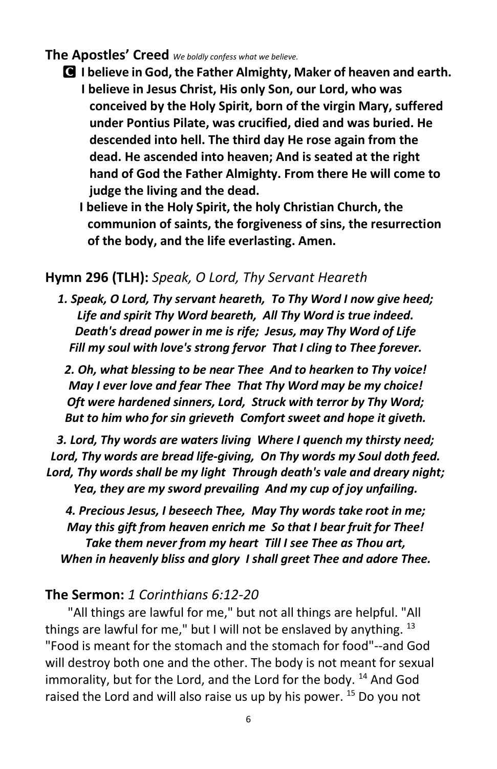**The Apostles' Creed** *We boldly confess what we believe.*

**C I believe in God, the Father Almighty, Maker of heaven and earth. I believe in Jesus Christ, His only Son, our Lord, who was conceived by the Holy Spirit, born of the virgin Mary, suffered under Pontius Pilate, was crucified, died and was buried. He descended into hell. The third day He rose again from the dead. He ascended into heaven; And is seated at the right hand of God the Father Almighty. From there He will come to judge the living and the dead.**

**I believe in the Holy Spirit, the holy Christian Church, the communion of saints, the forgiveness of sins, the resurrection of the body, and the life everlasting. Amen.**

**Hymn 296 (TLH):** *Speak, O Lord, Thy Servant Heareth*

***1. Speak, O Lord, Thy servant heareth, To Thy Word I now give heed; Life and spirit Thy Word beareth, All Thy Word is true indeed. Death's dread power in me is rife; Jesus, may Thy Word of Life Fill my soul with love's strong fervor That I cling to Thee forever.***

***2. Oh, what blessing to be near Thee And to hearken to Thy voice! May I ever love and fear Thee That Thy Word may be my choice! Oft were hardened sinners, Lord, Struck with terror by Thy Word; But to him who for sin grieveth Comfort sweet and hope it giveth.***

***3. Lord, Thy words are waters living Where I quench my thirsty need; Lord, Thy words are bread life-giving, On Thy words my Soul doth feed. Lord, Thy words shall be my light Through death's vale and dreary night; Yea, they are my sword prevailing And my cup of joy unfailing.***

***4. Precious Jesus, I beseech Thee, May Thy words take root in me; May this gift from heaven enrich me So that I bear fruit for Thee! Take them never from my heart Till I see Thee as Thou art, When in heavenly bliss and glory I shall greet Thee and adore Thee.***

**The Sermon:** *1 Corinthians 6:12-20*

"All things are lawful for me," but not all things are helpful. "All things are lawful for me," but I will not be enslaved by anything. [13] "Food is meant for the stomach and the stomach for food"--and God will destroy both one and the other. The body is not meant for sexual immorality, but for the Lord, and the Lord for the body. [14] And God raised the Lord and will also raise us up by his power. [15] Do you not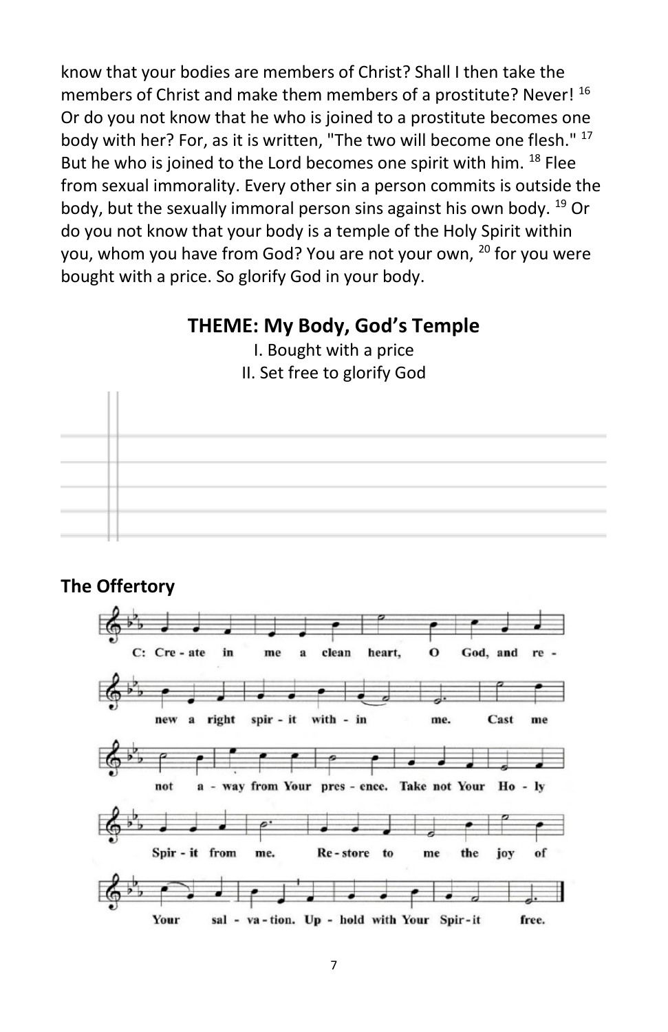know that your bodies are members of Christ? Shall I then take the members of Christ and make them members of a prostitute? Never! [16] Or do you not know that he who is joined to a prostitute becomes one body with her? For, as it is written, "The two will become one flesh." [17] But he who is joined to the Lord becomes one spirit with him. [18] Flee from sexual immorality. Every other sin a person commits is outside the body, but the sexually immoral person sins against his own body. [19] Or do you not know that your body is a temple of the Holy Spirit within you, whom you have from God? You are not your own, [20] for you were bought with a price. So glorify God in your body.

## THEME: My Body, God's Temple

I. Bought with a price
II. Set free to glorify God

## The Offertory

C: Create in me a clean heart, O God, and renew a right spirit within me. Cast me not away from Your presence. Take not Your Holy Spirit from me. Restore to me the joy of Your salvation. Uphold with Your Spirit free.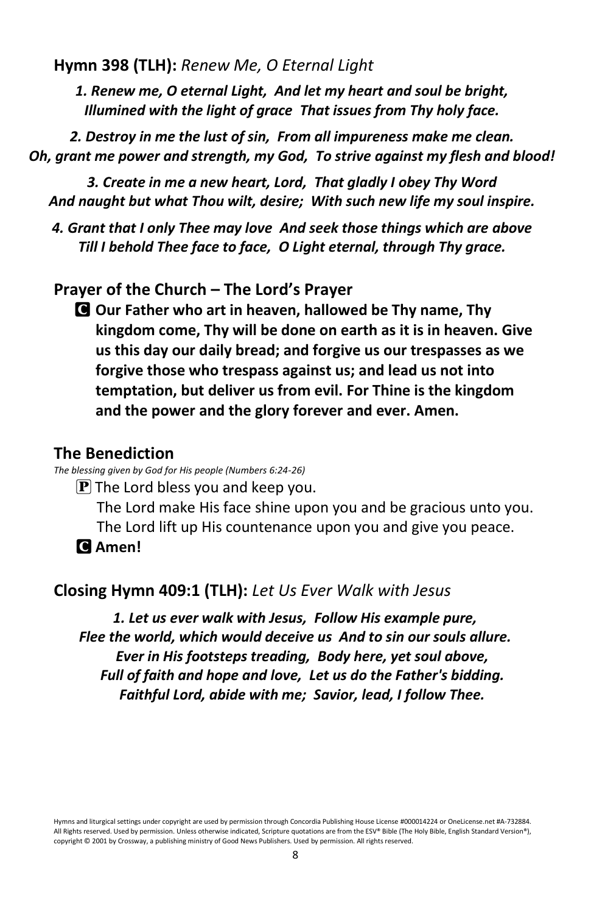**Hymn 398 (TLH):** *Renew Me, O Eternal Light*

***1. Renew me, O eternal Light, And let my heart and soul be bright, Illumined with the light of grace That issues from Thy holy face.***

***2. Destroy in me the lust of sin, From all impureness make me clean. Oh, grant me power and strength, my God, To strive against my flesh and blood!***

***3. Create in me a new heart, Lord, That gladly I obey Thy Word And naught but what Thou wilt, desire; With such new life my soul inspire.***

***4. Grant that I only Thee may love And seek those things which are above Till I behold Thee face to face, O Light eternal, through Thy grace.***

## Prayer of the Church – The Lord's Prayer

**C Our Father who art in heaven, hallowed be Thy name, Thy kingdom come, Thy will be done on earth as it is in heaven. Give us this day our daily bread; and forgive us our trespasses as we forgive those who trespass against us; and lead us not into temptation, but deliver us from evil. For Thine is the kingdom and the power and the glory forever and ever. Amen.**

## The Benediction

*The blessing given by God for His people (Numbers 6:24-26)*

P The Lord bless you and keep you.
The Lord make His face shine upon you and be gracious unto you.
The Lord lift up His countenance upon you and give you peace.

**C Amen!**

**Closing Hymn 409:1 (TLH):** *Let Us Ever Walk with Jesus*

***1. Let us ever walk with Jesus, Follow His example pure, Flee the world, which would deceive us And to sin our souls allure. Ever in His footsteps treading, Body here, yet soul above, Full of faith and hope and love, Let us do the Father's bidding. Faithful Lord, abide with me; Savior, lead, I follow Thee.***

Hymns and liturgical settings under copyright are used by permission through Concordia Publishing House License #000014224 or OneLicense.net #A-732884. All Rights reserved. Used by permission. Unless otherwise indicated, Scripture quotations are from the ESV® Bible (The Holy Bible, English Standard Version®), copyright © 2001 by Crossway, a publishing ministry of Good News Publishers. Used by permission. All rights reserved.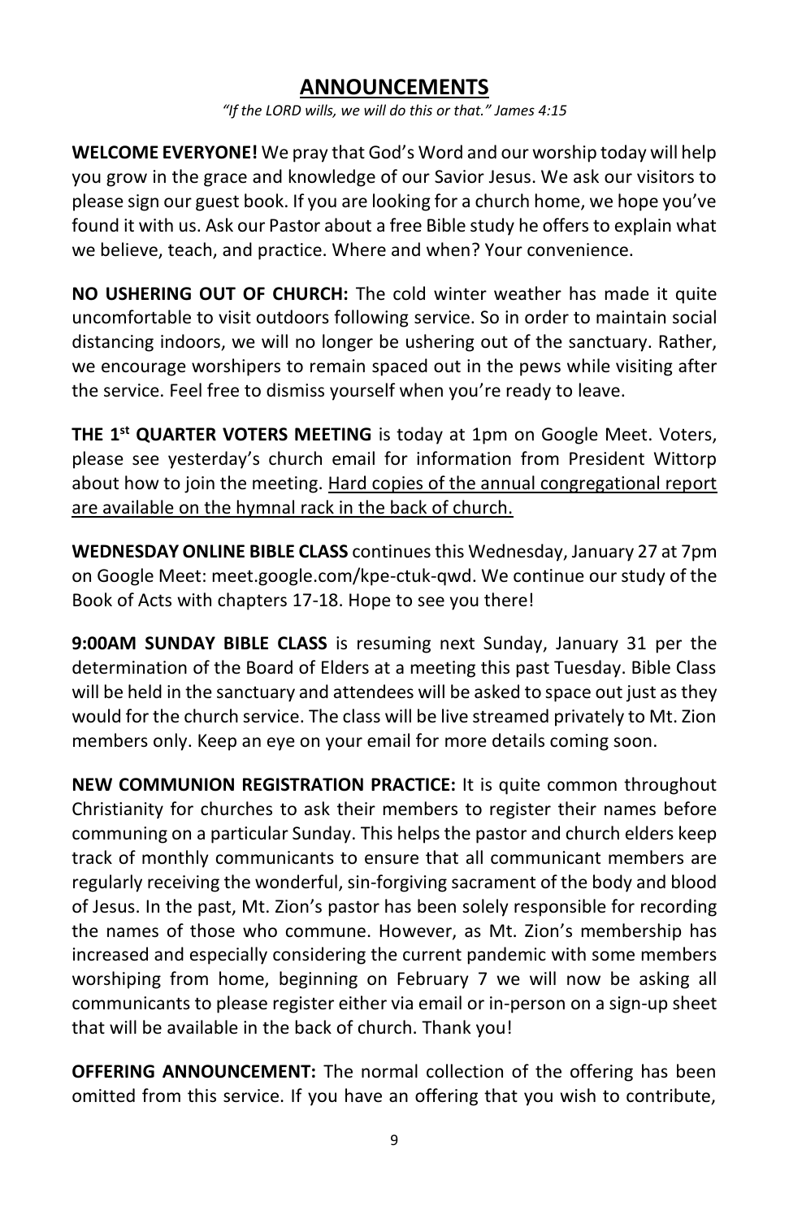# ANNOUNCEMENTS

*"If the LORD wills, we will do this or that." James 4:15*

**WELCOME EVERYONE!** We pray that God's Word and our worship today will help you grow in the grace and knowledge of our Savior Jesus. We ask our visitors to please sign our guest book. If you are looking for a church home, we hope you've found it with us. Ask our Pastor about a free Bible study he offers to explain what we believe, teach, and practice. Where and when? Your convenience.

**NO USHERING OUT OF CHURCH:** The cold winter weather has made it quite uncomfortable to visit outdoors following service. So in order to maintain social distancing indoors, we will no longer be ushering out of the sanctuary. Rather, we encourage worshipers to remain spaced out in the pews while visiting after the service. Feel free to dismiss yourself when you're ready to leave.

**THE 1st QUARTER VOTERS MEETING** is today at 1pm on Google Meet. Voters, please see yesterday's church email for information from President Wittorp about how to join the meeting. <u>Hard copies of the annual congregational report are available on the hymnal rack in the back of church.</u>

**WEDNESDAY ONLINE BIBLE CLASS** continues this Wednesday, January 27 at 7pm on Google Meet: meet.google.com/kpe-ctuk-qwd. We continue our study of the Book of Acts with chapters 17-18. Hope to see you there!

**9:00AM SUNDAY BIBLE CLASS** is resuming next Sunday, January 31 per the determination of the Board of Elders at a meeting this past Tuesday. Bible Class will be held in the sanctuary and attendees will be asked to space out just as they would for the church service. The class will be live streamed privately to Mt. Zion members only. Keep an eye on your email for more details coming soon.

**NEW COMMUNION REGISTRATION PRACTICE:** It is quite common throughout Christianity for churches to ask their members to register their names before communing on a particular Sunday. This helps the pastor and church elders keep track of monthly communicants to ensure that all communicant members are regularly receiving the wonderful, sin-forgiving sacrament of the body and blood of Jesus. In the past, Mt. Zion's pastor has been solely responsible for recording the names of those who commune. However, as Mt. Zion's membership has increased and especially considering the current pandemic with some members worshiping from home, beginning on February 7 we will now be asking all communicants to please register either via email or in-person on a sign-up sheet that will be available in the back of church. Thank you!

**OFFERING ANNOUNCEMENT:** The normal collection of the offering has been omitted from this service. If you have an offering that you wish to contribute,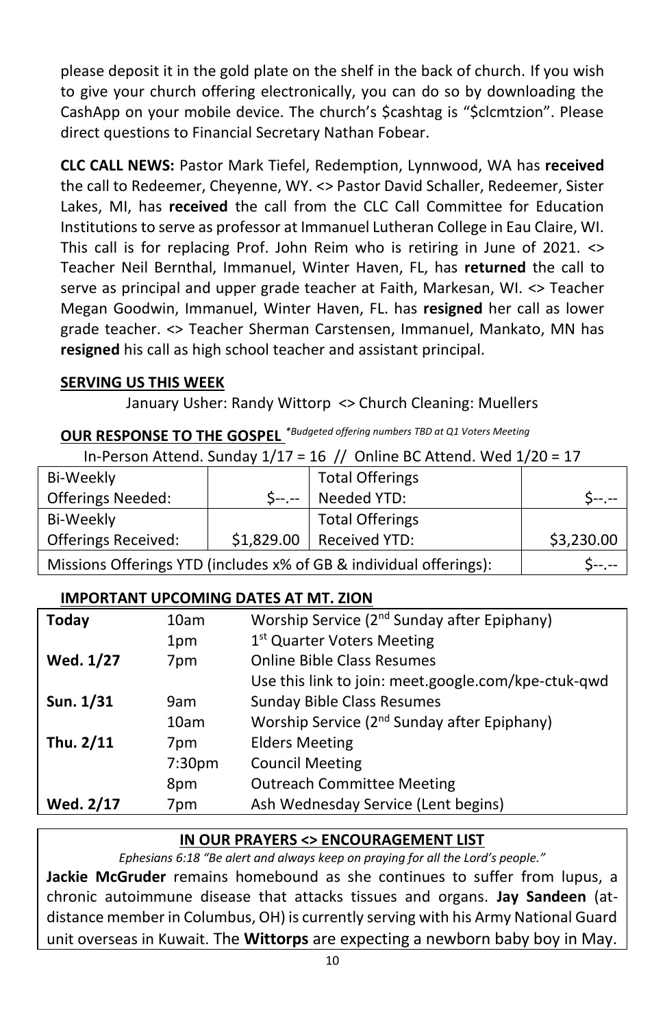please deposit it in the gold plate on the shelf in the back of church. If you wish to give your church offering electronically, you can do so by downloading the CashApp on your mobile device. The church's $cashtag is "$clcmtzion". Please direct questions to Financial Secretary Nathan Fobear.

**CLC CALL NEWS:** Pastor Mark Tiefel, Redemption, Lynnwood, WA has **received** the call to Redeemer, Cheyenne, WY. <> Pastor David Schaller, Redeemer, Sister Lakes, MI, has **received** the call from the CLC Call Committee for Education Institutions to serve as professor at Immanuel Lutheran College in Eau Claire, WI. This call is for replacing Prof. John Reim who is retiring in June of 2021. <> Teacher Neil Bernthal, Immanuel, Winter Haven, FL, has **returned** the call to serve as principal and upper grade teacher at Faith, Markesan, WI. <> Teacher Megan Goodwin, Immanuel, Winter Haven, FL. has **resigned** her call as lower grade teacher. <> Teacher Sherman Carstensen, Immanuel, Mankato, MN has **resigned** his call as high school teacher and assistant principal.

**SERVING US THIS WEEK**

January Usher: Randy Wittorp <> Church Cleaning: Muellers

**OUR RESPONSE TO THE GOSPEL** *\*Budgeted offering numbers TBD at Q1 Voters Meeting*

In-Person Attend. Sunday 1/17 = 16 // Online BC Attend. Wed 1/20 = 17

| | | | |
|---|---|---|---|
| Bi-Weekly Offerings Needed: | $--.-- | Total Offerings Needed YTD: | $--.-- |
| Bi-Weekly Offerings Received: | $1,829.00 | Total Offerings Received YTD: | $3,230.00 |
| Missions Offerings YTD (includes x% of GB & individual offerings): | | | $--.-- |

**IMPORTANT UPCOMING DATES AT MT. ZION**

| | | |
|---|---|---|
| **Today** | 10am | Worship Service (2nd Sunday after Epiphany) |
| | 1pm | 1st Quarter Voters Meeting |
| **Wed. 1/27** | 7pm | Online Bible Class Resumes |
| | | Use this link to join: meet.google.com/kpe-ctuk-qwd |
| **Sun. 1/31** | 9am | Sunday Bible Class Resumes |
| | 10am | Worship Service (2nd Sunday after Epiphany) |
| **Thu. 2/11** | 7pm | Elders Meeting |
| | 7:30pm | Council Meeting |
| | 8pm | Outreach Committee Meeting |
| **Wed. 2/17** | 7pm | Ash Wednesday Service (Lent begins) |

**IN OUR PRAYERS <> ENCOURAGEMENT LIST**

*Ephesians 6:18 "Be alert and always keep on praying for all the Lord's people."*

**Jackie McGruder** remains homebound as she continues to suffer from lupus, a chronic autoimmune disease that attacks tissues and organs. **Jay Sandeen** (at-distance member in Columbus, OH) is currently serving with his Army National Guard unit overseas in Kuwait. The **Wittorps** are expecting a newborn baby boy in May.